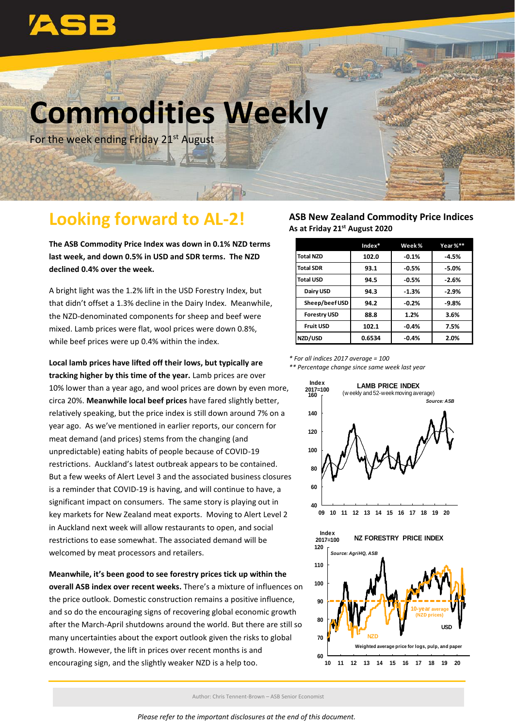# Commodities Weekly

For the week ending Friday 21st August

## Looking forward to AL-2!

**The ASB Commodity Price Index was down in 0.1% NZD terms last week, and down 0.5% in USD and SDR terms. The NZD declined 0.4% over the week.**

A bright light was the 1.2% lift in the USD Forestry Index, but that didn't offset a 1.3% decline in the Dairy Index. Meanwhile, the NZD-denominated components for sheep and beef were mixed. Lamb prices were flat, wool prices were down 0.8%, while beef prices were up 0.4% within the index.

**Local lamb prices have lifted off their lows, but typically are tracking higher by this time of the year.** Lamb prices are over 10% lower than a year ago, and wool prices are down by even more, circa 20%. **Meanwhile local beef prices** have fared slightly better, relatively speaking, but the price index is still down around 7% on a year ago. As we've mentioned in earlier reports, our concern for meat demand (and prices) stems from the changing (and unpredictable) eating habits of people because of COVID-19 restrictions. Auckland's latest outbreak appears to be contained. But a few weeks of Alert Level 3 and the associated business closures is a reminder that COVID-19 is having, and will continue to have, a significant impact on consumers. The same story is playing out in key markets for New Zealand meat exports. Moving to Alert Level 2 in Auckland next week will allow restaurants to open, and social restrictions to ease somewhat. The associated demand will be welcomed by meat processors and retailers.

**Meanwhile, it's been good to see forestry prices tick up within the overall ASB index over recent weeks.** There's a mixture of influences on the price outlook. Domestic construction remains a positive influence, and so do the encouraging signs of recovering global economic growth after the March-April shutdowns around the world. But there are still so many uncertainties about the export outlook given the risks to global growth. However, the lift in prices over recent months is and encouraging sign, and the slightly weaker NZD is a help too.

### ASB New Zealand Commodity Price Indices

**As at Friday 21st August 2020**

| | Index* | Week% | Year%** |
|---|---|---|---|
| Total NZD | 102.0 | -0.1% | -4.5% |
| Total SDR | 93.1 | -0.5% | -5.0% |
| Total USD | 94.5 | -0.5% | -2.6% |
| Dairy USD | 94.3 | -1.3% | -2.9% |
| Sheep/beef USD | 94.2 | -0.2% | -9.8% |
| Forestry USD | 88.8 | 1.2% | 3.6% |
| Fruit USD | 102.1 | -0.4% | 7.5% |
| NZD/USD | 0.6534 | -0.4% | 2.0% |

*\* For all indices 2017 average = 100*

*\*\* Percentage change since same week last year*

Author: Chris Tennent-Brown – ASB Senior Economist

*Please refer to the important disclosures at the end of this document.*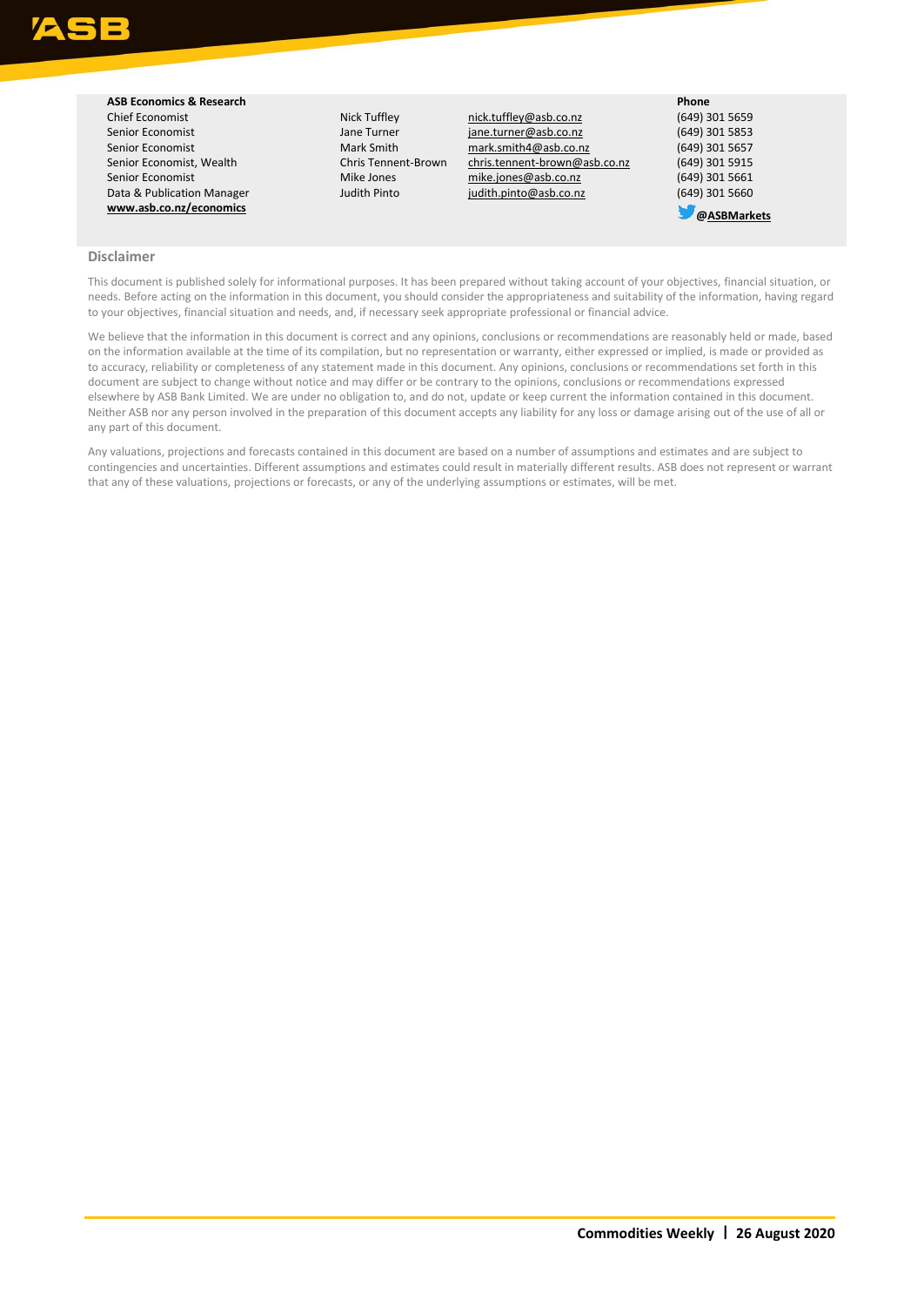| ASB Economics & Research | | | Phone |
| --- | --- | --- | --- |
| Chief Economist | Nick Tuffley | nick.tuffley@asb.co.nz | (649) 301 5659 |
| Senior Economist | Jane Turner | jane.turner@asb.co.nz | (649) 301 5853 |
| Senior Economist | Mark Smith | mark.smith4@asb.co.nz | (649) 301 5657 |
| Senior Economist, Wealth | Chris Tennent-Brown | chris.tennent-brown@asb.co.nz | (649) 301 5915 |
| Senior Economist | Mike Jones | mike.jones@asb.co.nz | (649) 301 5661 |
| Data & Publication Manager | Judith Pinto | judith.pinto@asb.co.nz | (649) 301 5660 |
| **www.asb.co.nz/economics** | | | **@ASBMarkets** |

## Disclaimer

This document is published solely for informational purposes. It has been prepared without taking account of your objectives, financial situation, or needs. Before acting on the information in this document, you should consider the appropriateness and suitability of the information, having regard to your objectives, financial situation and needs, and, if necessary seek appropriate professional or financial advice.

We believe that the information in this document is correct and any opinions, conclusions or recommendations are reasonably held or made, based on the information available at the time of its compilation, but no representation or warranty, either expressed or implied, is made or provided as to accuracy, reliability or completeness of any statement made in this document. Any opinions, conclusions or recommendations set forth in this document are subject to change without notice and may differ or be contrary to the opinions, conclusions or recommendations expressed elsewhere by ASB Bank Limited. We are under no obligation to, and do not, update or keep current the information contained in this document. Neither ASB nor any person involved in the preparation of this document accepts any liability for any loss or damage arising out of the use of all or any part of this document.

Any valuations, projections and forecasts contained in this document are based on a number of assumptions and estimates and are subject to contingencies and uncertainties. Different assumptions and estimates could result in materially different results. ASB does not represent or warrant that any of these valuations, projections or forecasts, or any of the underlying assumptions or estimates, will be met.